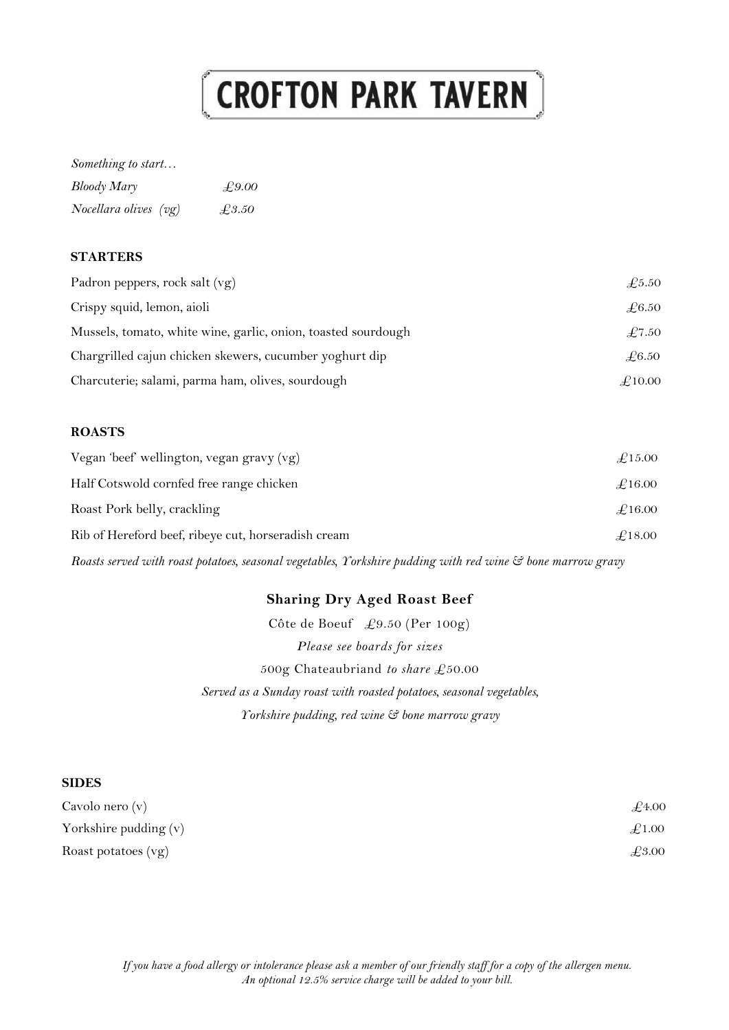# CROFTON PARK TAVERN

*Something to start…*

| | |
|---|---|
| *Bloody Mary* | *£9.00* |
| *Nocellara olives (vg)* | *£3.50* |

## STARTERS

| | |
|---|---|
| Padron peppers, rock salt (vg) | £5.50 |
| Crispy squid, lemon, aioli | £6.50 |
| Mussels, tomato, white wine, garlic, onion, toasted sourdough | £7.50 |
| Chargrilled cajun chicken skewers, cucumber yoghurt dip | £6.50 |
| Charcuterie; salami, parma ham, olives, sourdough | £10.00 |

## ROASTS

| | |
|---|---|
| Vegan 'beef' wellington, vegan gravy (vg) | £15.00 |
| Half Cotswold cornfed free range chicken | £16.00 |
| Roast Pork belly, crackling | £16.00 |
| Rib of Hereford beef, ribeye cut, horseradish cream | £18.00 |

*Roasts served with roast potatoes, seasonal vegetables, Yorkshire pudding with red wine & bone marrow gravy*

### Sharing Dry Aged Roast Beef

Côte de Boeuf £9.50 (Per 100g)

*Please see boards for sizes*

500g Chateaubriand *to share* £50.00

*Served as a Sunday roast with roasted potatoes, seasonal vegetables,*
*Yorkshire pudding, red wine & bone marrow gravy*

## SIDES

| | |
|---|---|
| Cavolo nero (v) | £4.00 |
| Yorkshire pudding (v) | £1.00 |
| Roast potatoes (vg) | £3.00 |

*If you have a food allergy or intolerance please ask a member of our friendly staff for a copy of the allergen menu.*
*An optional 12.5% service charge will be added to your bill.*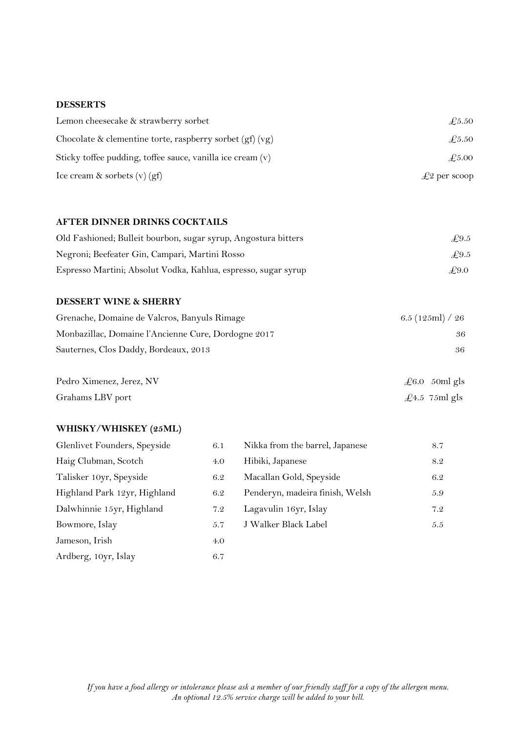## DESSERTS

| | |
|---|---|
| Lemon cheesecake & strawberry sorbet | £5.50 |
| Chocolate & clementine torte, raspberry sorbet (gf) (vg) | £5.50 |
| Sticky toffee pudding, toffee sauce, vanilla ice cream (v) | £5.00 |
| Ice cream & sorbets (v) (gf) | £2 per scoop |

## AFTER DINNER DRINKS COCKTAILS

| | |
|---|---|
| Old Fashioned; Bulleit bourbon, sugar syrup, Angostura bitters | £9.5 |
| Negroni; Beefeater Gin, Campari, Martini Rosso | £9.5 |
| Espresso Martini; Absolut Vodka, Kahlua, espresso, sugar syrup | £9.0 |

## DESSERT WINE & SHERRY

| | |
|---|---|
| Grenache, Domaine de Valcros, Banyuls Rimage | 6.5 (125ml) / 26 |
| Monbazillac, Domaine l'Ancienne Cure, Dordogne 2017 | 36 |
| Sauternes, Clos Daddy, Bordeaux, 2013 | 36 |

| | |
|---|---|
| Pedro Ximenez, Jerez, NV | £6.0 50ml gls |
| Grahams LBV port | £4.5 75ml gls |

## WHISKY/WHISKEY (25ML)

| | | | |
|---|---|---|---|
| Glenlivet Founders, Speyside | 6.1 | Nikka from the barrel, Japanese | 8.7 |
| Haig Clubman, Scotch | 4.0 | Hibiki, Japanese | 8.2 |
| Talisker 10yr, Speyside | 6.2 | Macallan Gold, Speyside | 6.2 |
| Highland Park 12yr, Highland | 6.2 | Penderyn, madeira finish, Welsh | 5.9 |
| Dalwhinnie 15yr, Highland | 7.2 | Lagavulin 16yr, Islay | 7.2 |
| Bowmore, Islay | 5.7 | J Walker Black Label | 5.5 |
| Jameson, Irish | 4.0 | | |
| Ardberg, 10yr, Islay | 6.7 | | |

*If you have a food allergy or intolerance please ask a member of our friendly staff for a copy of the allergen menu.*
*An optional 12.5% service charge will be added to your bill.*